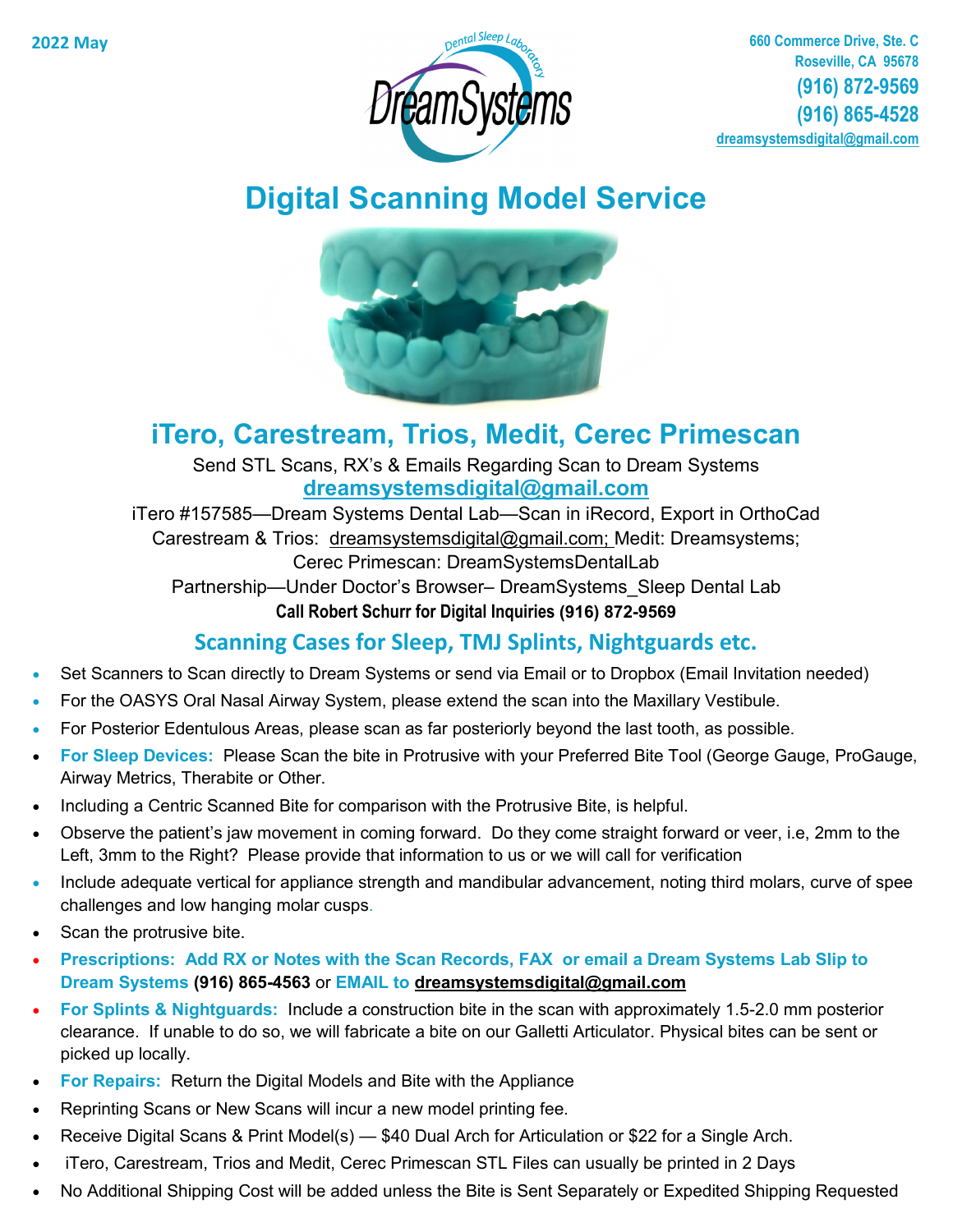2022 May

Dental Sleep Laboratory

DreamSystems

660 Commerce Drive, Ste. C
Roseville, CA 95678
(916) 872-9569
(916) 865-4528
dreamsystemsdigital@gmail.com

# Digital Scanning Model Service

## iTero, Carestream, Trios, Medit, Cerec Primescan

Send STL Scans, RX's & Emails Regarding Scan to Dream Systems

**dreamsystemsdigital@gmail.com**

iTero #157585—Dream Systems Dental Lab—Scan in iRecord, Export in OrthoCad

Carestream & Trios: dreamsystemsdigital@gmail.com; Medit: Dreamsystems;

Cerec Primescan: DreamSystemsDentalLab

Partnership—Under Doctor's Browser– DreamSystems_Sleep Dental Lab

**Call Robert Schurr for Digital Inquiries (916) 872-9569**

### Scanning Cases for Sleep, TMJ Splints, Nightguards etc.

- Set Scanners to Scan directly to Dream Systems or send via Email or to Dropbox (Email Invitation needed)
- For the OASYS Oral Nasal Airway System, please extend the scan into the Maxillary Vestibule.
- For Posterior Edentulous Areas, please scan as far posteriorly beyond the last tooth, as possible.
- **For Sleep Devices:** Please Scan the bite in Protrusive with your Preferred Bite Tool (George Gauge, ProGauge, Airway Metrics, Therabite or Other.
- Including a Centric Scanned Bite for comparison with the Protrusive Bite, is helpful.
- Observe the patient's jaw movement in coming forward. Do they come straight forward or veer, i.e, 2mm to the Left, 3mm to the Right? Please provide that information to us or we will call for verification
- Include adequate vertical for appliance strength and mandibular advancement, noting third molars, curve of spee challenges and low hanging molar cusps.
- Scan the protrusive bite.
- **Prescriptions: Add RX or Notes with the Scan Records, FAX or email a Dream Systems Lab Slip to Dream Systems (916) 865-4563 or EMAIL to dreamsystemsdigital@gmail.com**
- **For Splints & Nightguards:** Include a construction bite in the scan with approximately 1.5-2.0 mm posterior clearance. If unable to do so, we will fabricate a bite on our Galletti Articulator. Physical bites can be sent or picked up locally.
- **For Repairs:** Return the Digital Models and Bite with the Appliance
- Reprinting Scans or New Scans will incur a new model printing fee.
- Receive Digital Scans & Print Model(s) — $40 Dual Arch for Articulation or $22 for a Single Arch.
- iTero, Carestream, Trios and Medit, Cerec Primescan STL Files can usually be printed in 2 Days
- No Additional Shipping Cost will be added unless the Bite is Sent Separately or Expedited Shipping Requested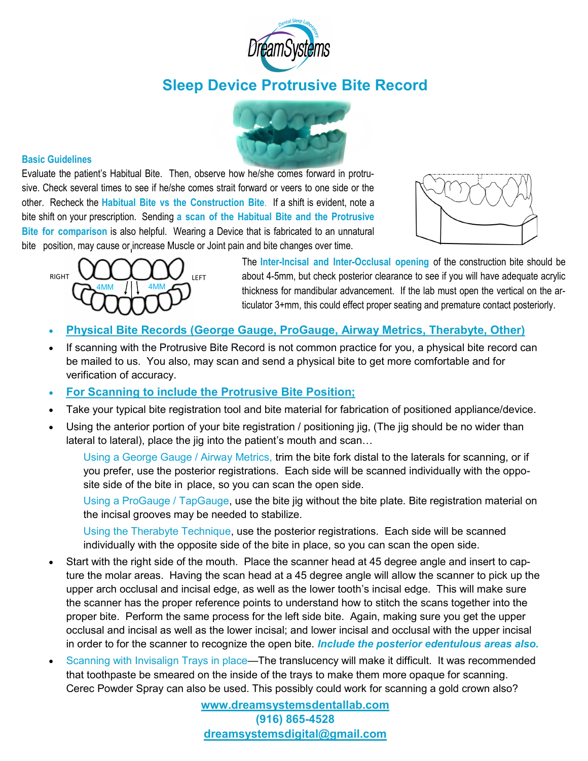# Sleep Device Protrusive Bite Record

### Basic Guidelines

Evaluate the patient's Habitual Bite. Then, observe how he/she comes forward in protrusive. Check several times to see if he/she comes strait forward or veers to one side or the other. Recheck the **Habitual Bite vs the Construction Bite**. If a shift is evident, note a bite shift on your prescription. Sending **a scan of the Habitual Bite and the Protrusive Bite for comparison** is also helpful. Wearing a Device that is fabricated to an unnatural bite position, may cause or increase Muscle or Joint pain and bite changes over time.

RIGHT

4MM

4MM

LEFT

The **Inter-Incisal and Inter-Occlusal opening** of the construction bite should be about 4-5mm, but check posterior clearance to see if you will have adequate acrylic thickness for mandibular advancement. If the lab must open the vertical on the articulator 3+mm, this could effect proper seating and premature contact posteriorly.

- **Physical Bite Records (George Gauge, ProGauge, Airway Metrics, Therabyte, Other)**
- If scanning with the Protrusive Bite Record is not common practice for you, a physical bite record can be mailed to us. You also, may scan and send a physical bite to get more comfortable and for verification of accuracy.
- **For Scanning to include the Protrusive Bite Position;**
- Take your typical bite registration tool and bite material for fabrication of positioned appliance/device.
- Using the anterior portion of your bite registration / positioning jig, (The jig should be no wider than lateral to lateral), place the jig into the patient's mouth and scan…

  Using a George Gauge / Airway Metrics, trim the bite fork distal to the laterals for scanning, or if you prefer, use the posterior registrations. Each side will be scanned individually with the opposite side of the bite in place, so you can scan the open side.

  Using a ProGauge / TapGauge, use the bite jig without the bite plate. Bite registration material on the incisal grooves may be needed to stabilize.

  Using the Therabyte Technique, use the posterior registrations. Each side will be scanned individually with the opposite side of the bite in place, so you can scan the open side.

- Start with the right side of the mouth. Place the scanner head at 45 degree angle and insert to capture the molar areas. Having the scan head at a 45 degree angle will allow the scanner to pick up the upper arch occlusal and incisal edge, as well as the lower tooth's incisal edge. This will make sure the scanner has the proper reference points to understand how to stitch the scans together into the proper bite. Perform the same process for the left side bite. Again, making sure you get the upper occlusal and incisal as well as the lower incisal; and lower incisal and occlusal with the upper incisal in order to for the scanner to recognize the open bite. ***Include the posterior edentulous areas also.***
- Scanning with Invisalign Trays in place—The translucency will make it difficult. It was recommended that toothpaste be smeared on the inside of the trays to make them more opaque for scanning. Cerec Powder Spray can also be used. This possibly could work for scanning a gold crown also?

**www.dreamsystemsdentallab.com**
**(916) 865-4528**
**dreamsystemsdigital@gmail.com**